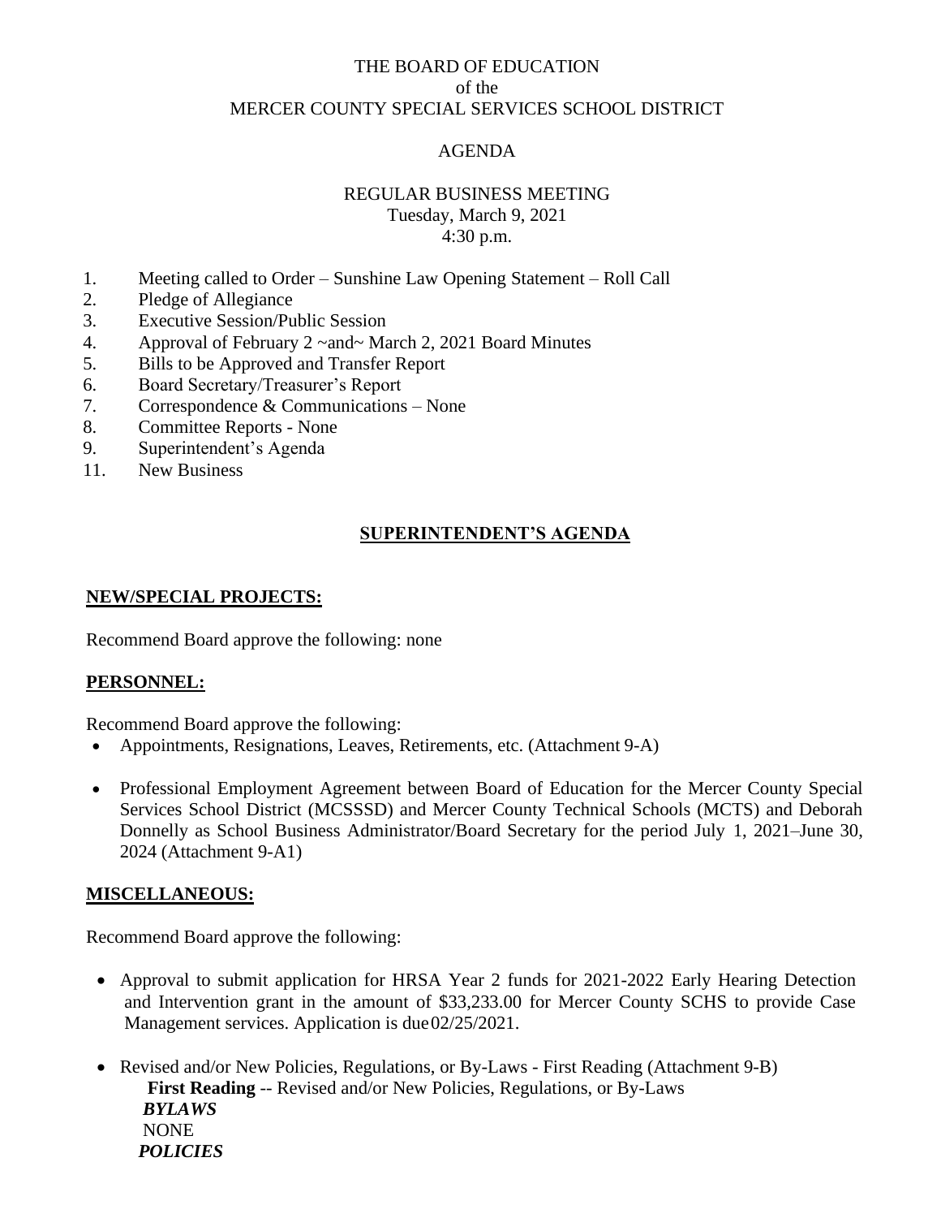THE BOARD OF EDUCATION
of the
MERCER COUNTY SPECIAL SERVICES SCHOOL DISTRICT

AGENDA

REGULAR BUSINESS MEETING
Tuesday, March 9, 2021
4:30 p.m.

1. Meeting called to Order – Sunshine Law Opening Statement – Roll Call
2. Pledge of Allegiance
3. Executive Session/Public Session
4. Approval of February 2 ~and~ March 2, 2021 Board Minutes
5. Bills to be Approved and Transfer Report
6. Board Secretary/Treasurer's Report
7. Correspondence & Communications – None
8. Committee Reports - None
9. Superintendent's Agenda
11. New Business

## SUPERINTENDENT'S AGENDA

### NEW/SPECIAL PROJECTS:

Recommend Board approve the following: none

### PERSONNEL:

Recommend Board approve the following:

- Appointments, Resignations, Leaves, Retirements, etc. (Attachment 9-A)
- Professional Employment Agreement between Board of Education for the Mercer County Special Services School District (MCSSSD) and Mercer County Technical Schools (MCTS) and Deborah Donnelly as School Business Administrator/Board Secretary for the period July 1, 2021–June 30, 2024 (Attachment 9-A1)

### MISCELLANEOUS:

Recommend Board approve the following:

- Approval to submit application for HRSA Year 2 funds for 2021-2022 Early Hearing Detection and Intervention grant in the amount of $33,233.00 for Mercer County SCHS to provide Case Management services. Application is due 02/25/2021.
- Revised and/or New Policies, Regulations, or By-Laws - First Reading (Attachment 9-B)
  **First Reading** -- Revised and/or New Policies, Regulations, or By-Laws
  ***BYLAWS***
  NONE
  ***POLICIES***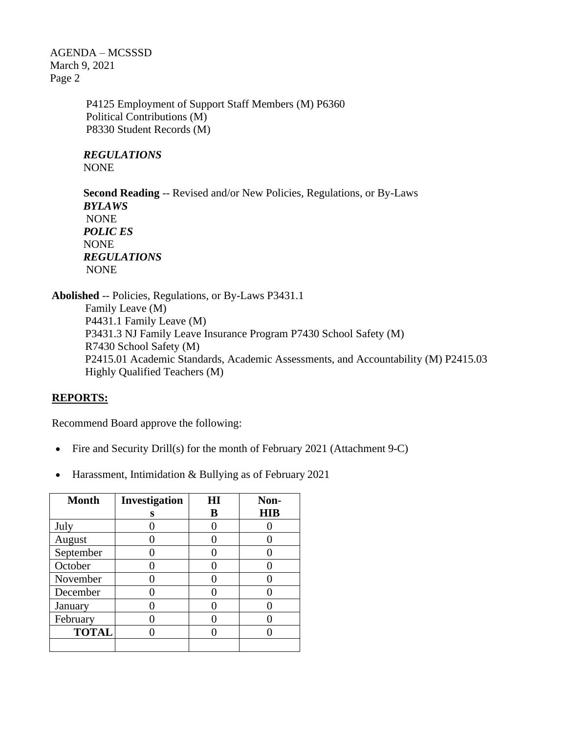P4125 Employment of Support Staff Members (M) P6360 Political Contributions (M)
P8330 Student Records (M)

***REGULATIONS***
NONE

**Second Reading** -- Revised and/or New Policies, Regulations, or By-Laws
***BYLAWS***
NONE
***POLIC ES***
NONE
***REGULATIONS***
NONE

**Abolished** -- Policies, Regulations, or By-Laws P3431.1 Family Leave (M)
P4431.1 Family Leave (M)
P3431.3 NJ Family Leave Insurance Program P7430 School Safety (M)
R7430 School Safety (M)
P2415.01 Academic Standards, Academic Assessments, and Accountability (M) P2415.03 Highly Qualified Teachers (M)

## REPORTS:

Recommend Board approve the following:

- Fire and Security Drill(s) for the month of February 2021 (Attachment 9-C)
- Harassment, Intimidation & Bullying as of February 2021

| Month | Investigations | HIB | Non-HIB |
|---|---|---|---|
| July | 0 | 0 | 0 |
| August | 0 | 0 | 0 |
| September | 0 | 0 | 0 |
| October | 0 | 0 | 0 |
| November | 0 | 0 | 0 |
| December | 0 | 0 | 0 |
| January | 0 | 0 | 0 |
| February | 0 | 0 | 0 |
| **TOTAL** | 0 | 0 | 0 |
| | | | |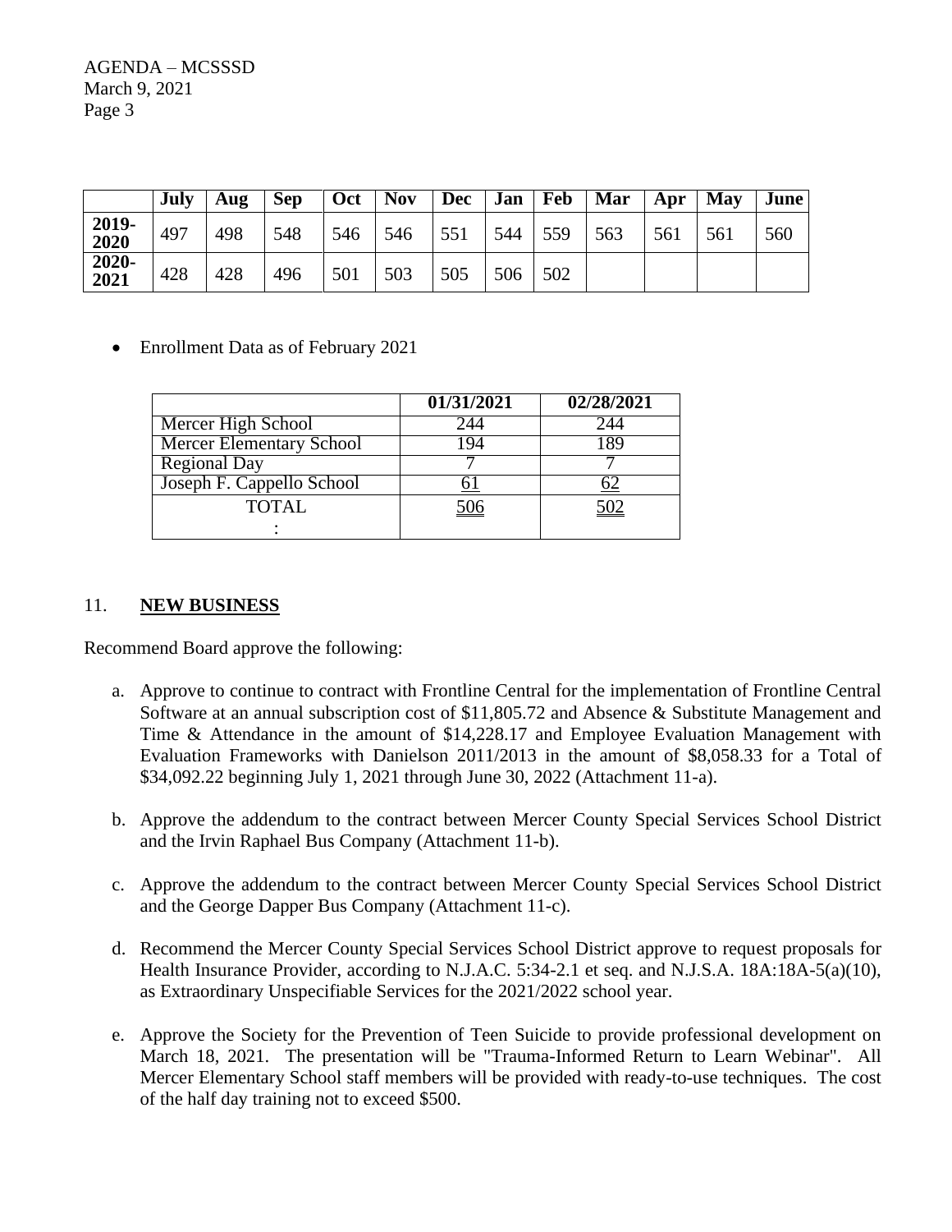| | July | Aug | Sep | Oct | Nov | Dec | Jan | Feb | Mar | Apr | May | June |
|---|---|---|---|---|---|---|---|---|---|---|---|---|
| **2019-2020** | 497 | 498 | 548 | 546 | 546 | 551 | 544 | 559 | 563 | 561 | 561 | 560 |
| **2020-2021** | 428 | 428 | 496 | 501 | 503 | 505 | 506 | 502 | | | | |

- Enrollment Data as of February 2021

| | **01/31/2021** | **02/28/2021** |
|---|---|---|
| Mercer High School | 244 | 244 |
| Mercer Elementary School | 194 | 189 |
| Regional Day | 7 | 7 |
| Joseph F. Cappello School | 61 | 62 |
| TOTAL : | 506 | 502 |

11. **NEW BUSINESS**

Recommend Board approve the following:

a. Approve to continue to contract with Frontline Central for the implementation of Frontline Central Software at an annual subscription cost of $11,805.72 and Absence & Substitute Management and Time & Attendance in the amount of $14,228.17 and Employee Evaluation Management with Evaluation Frameworks with Danielson 2011/2013 in the amount of $8,058.33 for a Total of $34,092.22 beginning July 1, 2021 through June 30, 2022 (Attachment 11-a).

b. Approve the addendum to the contract between Mercer County Special Services School District and the Irvin Raphael Bus Company (Attachment 11-b).

c. Approve the addendum to the contract between Mercer County Special Services School District and the George Dapper Bus Company (Attachment 11-c).

d. Recommend the Mercer County Special Services School District approve to request proposals for Health Insurance Provider, according to N.J.A.C. 5:34-2.1 et seq. and N.J.S.A. 18A:18A-5(a)(10), as Extraordinary Unspecifiable Services for the 2021/2022 school year.

e. Approve the Society for the Prevention of Teen Suicide to provide professional development on March 18, 2021. The presentation will be "Trauma-Informed Return to Learn Webinar". All Mercer Elementary School staff members will be provided with ready-to-use techniques. The cost of the half day training not to exceed $500.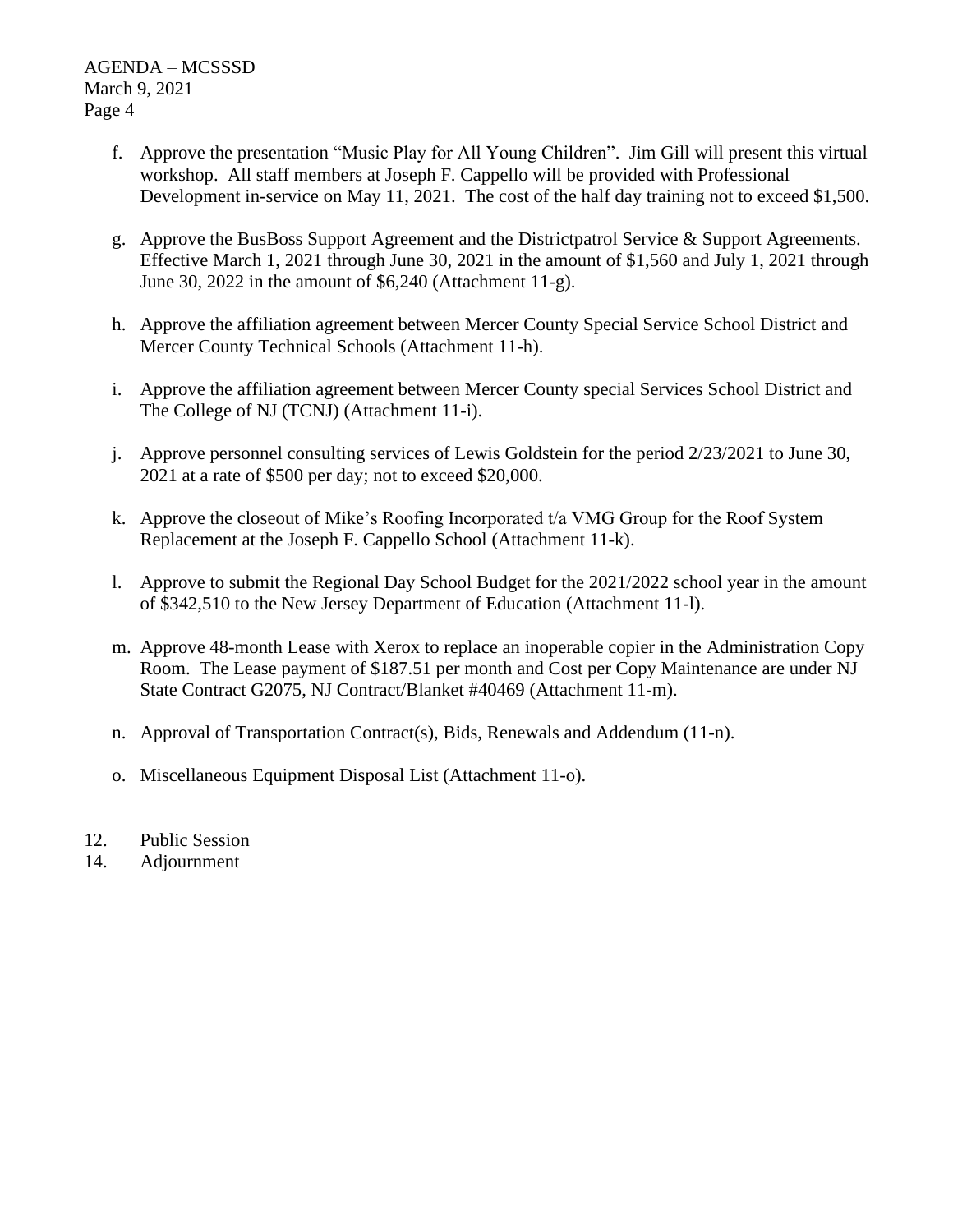f. Approve the presentation "Music Play for All Young Children". Jim Gill will present this virtual workshop. All staff members at Joseph F. Cappello will be provided with Professional Development in-service on May 11, 2021. The cost of the half day training not to exceed $1,500.

g. Approve the BusBoss Support Agreement and the Districtpatrol Service & Support Agreements. Effective March 1, 2021 through June 30, 2021 in the amount of $1,560 and July 1, 2021 through June 30, 2022 in the amount of $6,240 (Attachment 11-g).

h. Approve the affiliation agreement between Mercer County Special Service School District and Mercer County Technical Schools (Attachment 11-h).

i. Approve the affiliation agreement between Mercer County special Services School District and The College of NJ (TCNJ) (Attachment 11-i).

j. Approve personnel consulting services of Lewis Goldstein for the period 2/23/2021 to June 30, 2021 at a rate of $500 per day; not to exceed $20,000.

k. Approve the closeout of Mike's Roofing Incorporated t/a VMG Group for the Roof System Replacement at the Joseph F. Cappello School (Attachment 11-k).

l. Approve to submit the Regional Day School Budget for the 2021/2022 school year in the amount of $342,510 to the New Jersey Department of Education (Attachment 11-l).

m. Approve 48-month Lease with Xerox to replace an inoperable copier in the Administration Copy Room. The Lease payment of $187.51 per month and Cost per Copy Maintenance are under NJ State Contract G2075, NJ Contract/Blanket #40469 (Attachment 11-m).

n. Approval of Transportation Contract(s), Bids, Renewals and Addendum (11-n).

o. Miscellaneous Equipment Disposal List (Attachment 11-o).

12. Public Session

14. Adjournment